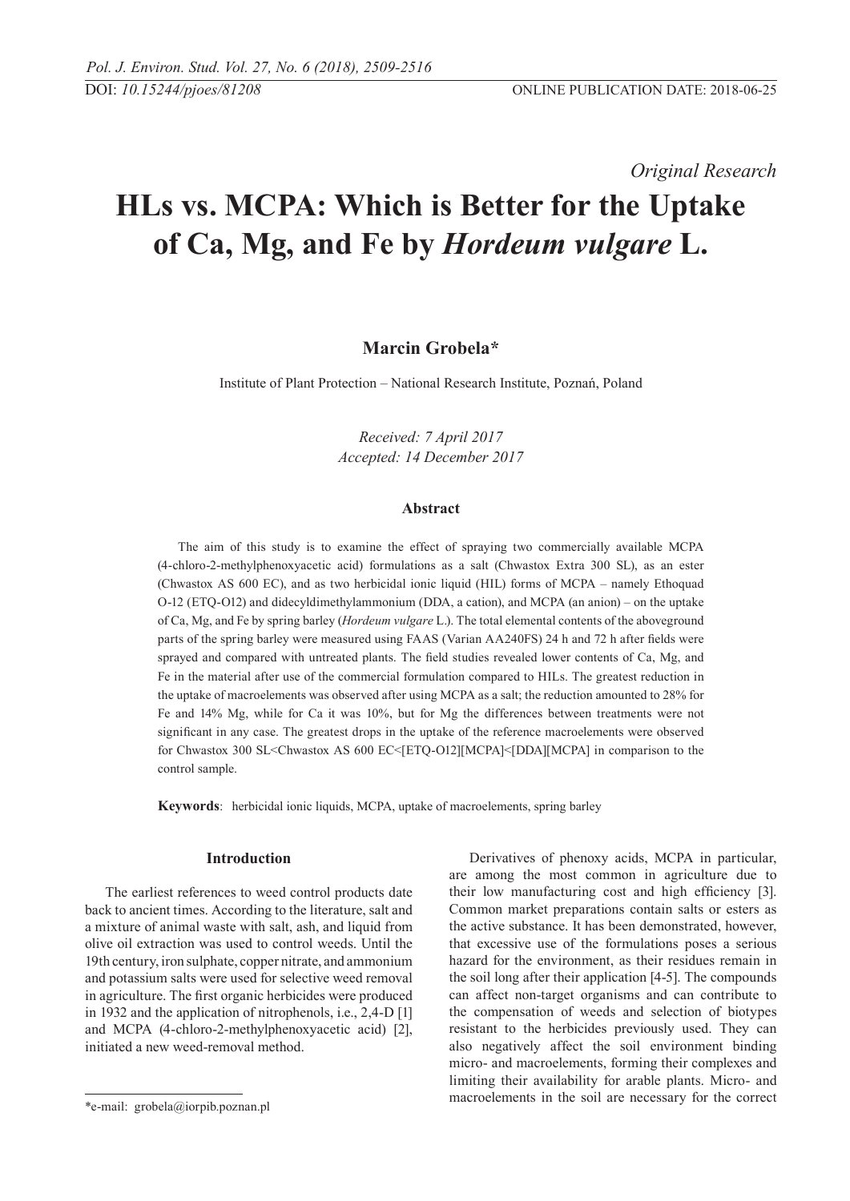*Original Research*

# HLs vs. MCPA: Which is Better for the Uptake of Ca, Mg, and Fe by *Hordeum vulgare* L.

**Marcin Grobela***

Institute of Plant Protection – National Research Institute, Poznań, Poland

*Received: 7 April 2017*
*Accepted: 14 December 2017*

### Abstract

The aim of this study is to examine the effect of spraying two commercially available MCPA (4-chloro-2-methylphenoxyacetic acid) formulations as a salt (Chwastox Extra 300 SL), as an ester (Chwastox AS 600 EC), and as two herbicidal ionic liquid (HIL) forms of MCPA – namely Ethoquad O-12 (ETQ-O12) and didecyldimethylammonium (DDA, a cation), and MCPA (an anion) – on the uptake of Ca, Mg, and Fe by spring barley (*Hordeum vulgare* L.). The total elemental contents of the aboveground parts of the spring barley were measured using FAAS (Varian AA240FS) 24 h and 72 h after fields were sprayed and compared with untreated plants. The field studies revealed lower contents of Ca, Mg, and Fe in the material after use of the commercial formulation compared to HILs. The greatest reduction in the uptake of macroelements was observed after using MCPA as a salt; the reduction amounted to 28% for Fe and 14% Mg, while for Ca it was 10%, but for Mg the differences between treatments were not significant in any case. The greatest drops in the uptake of the reference macroelements were observed for Chwastox 300 SL<Chwastox AS 600 EC<[ETQ-O12][MCPA]<[DDA][MCPA] in comparison to the control sample.

**Keywords**: herbicidal ionic liquids, MCPA, uptake of macroelements, spring barley

## Introduction

The earliest references to weed control products date back to ancient times. According to the literature, salt and a mixture of animal waste with salt, ash, and liquid from olive oil extraction was used to control weeds. Until the 19th century, iron sulphate, copper nitrate, and ammonium and potassium salts were used for selective weed removal in agriculture. The first organic herbicides were produced in 1932 and the application of nitrophenols, i.e., 2,4-D [1] and MCPA (4-chloro-2-methylphenoxyacetic acid) [2], initiated a new weed-removal method.

Derivatives of phenoxy acids, MCPA in particular, are among the most common in agriculture due to their low manufacturing cost and high efficiency [3]. Common market preparations contain salts or esters as the active substance. It has been demonstrated, however, that excessive use of the formulations poses a serious hazard for the environment, as their residues remain in the soil long after their application [4-5]. The compounds can affect non-target organisms and can contribute to the compensation of weeds and selection of biotypes resistant to the herbicides previously used. They can also negatively affect the soil environment binding micro- and macroelements, forming their complexes and limiting their availability for arable plants. Micro- and macroelements in the soil are necessary for the correct

*e-mail: grobela@iorpib.poznan.pl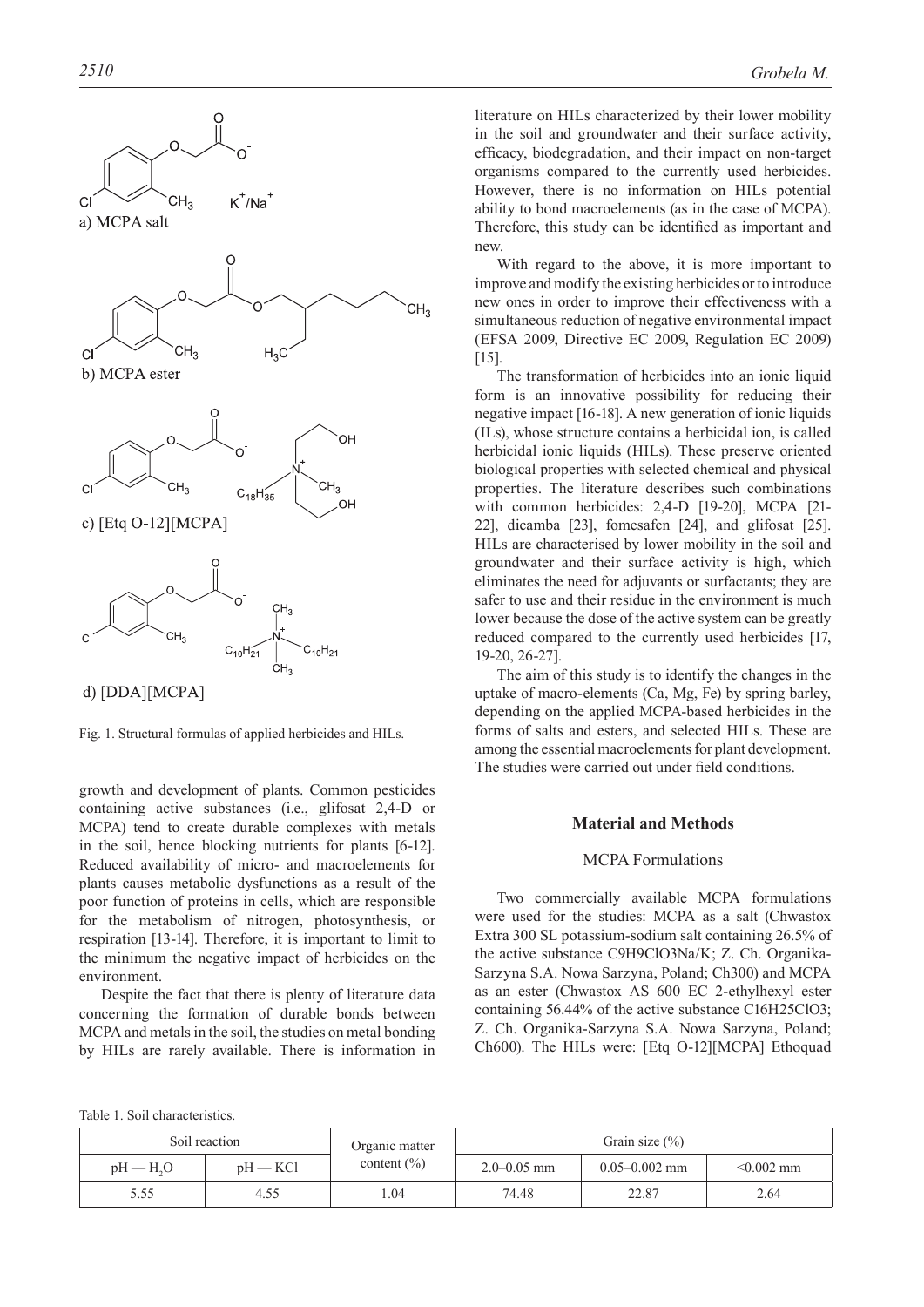a) MCPA salt

b) MCPA ester

c) [Etq O-12][MCPA]

d) [DDA][MCPA]

Fig. 1. Structural formulas of applied herbicides and HILs.

growth and development of plants. Common pesticides containing active substances (i.e., glifosat 2,4-D or MCPA) tend to create durable complexes with metals in the soil, hence blocking nutrients for plants [6-12]. Reduced availability of micro- and macroelements for plants causes metabolic dysfunctions as a result of the poor function of proteins in cells, which are responsible for the metabolism of nitrogen, photosynthesis, or respiration [13-14]. Therefore, it is important to limit to the minimum the negative impact of herbicides on the environment.

Despite the fact that there is plenty of literature data concerning the formation of durable bonds between MCPA and metals in the soil, the studies on metal bonding by HILs are rarely available. There is information in literature on HILs characterized by their lower mobility in the soil and groundwater and their surface activity, efficacy, biodegradation, and their impact on non-target organisms compared to the currently used herbicides. However, there is no information on HILs potential ability to bond macroelements (as in the case of MCPA). Therefore, this study can be identified as important and new.

With regard to the above, it is more important to improve and modify the existing herbicides or to introduce new ones in order to improve their effectiveness with a simultaneous reduction of negative environmental impact (EFSA 2009, Directive EC 2009, Regulation EC 2009) [15].

The transformation of herbicides into an ionic liquid form is an innovative possibility for reducing their negative impact [16-18]. A new generation of ionic liquids (ILs), whose structure contains a herbicidal ion, is called herbicidal ionic liquids (HILs). These preserve oriented biological properties with selected chemical and physical properties. The literature describes such combinations with common herbicides: 2,4-D [19-20], MCPA [21-22], dicamba [23], fomesafen [24], and glifosat [25]. HILs are characterised by lower mobility in the soil and groundwater and their surface activity is high, which eliminates the need for adjuvants or surfactants; they are safer to use and their residue in the environment is much lower because the dose of the active system can be greatly reduced compared to the currently used herbicides [17, 19-20, 26-27].

The aim of this study is to identify the changes in the uptake of macro-elements (Ca, Mg, Fe) by spring barley, depending on the applied MCPA-based herbicides in the forms of salts and esters, and selected HILs. These are among the essential macroelements for plant development. The studies were carried out under field conditions.

## Material and Methods

### MCPA Formulations

Two commercially available MCPA formulations were used for the studies: MCPA as a salt (Chwastox Extra 300 SL potassium-sodium salt containing 26.5% of the active substance $C_9H_9ClO_3Na/K$; Z. Ch. Organika-Sarzyna S.A. Nowa Sarzyna, Poland; Ch300) and MCPA as an ester (Chwastox AS 600 EC 2-ethylhexyl ester containing 56.44% of the active substance $C_{16}H_{25}ClO_3$; Z. Ch. Organika-Sarzyna S.A. Nowa Sarzyna, Poland; Ch600). The HILs were: [Etq O-12][MCPA] Ethoquad

Table 1. Soil characteristics.

| Soil reaction | | Organic matter content (%) | Grain size (%) | | |
|---|---|---|---|---|---|
| pH — $H_2O$ | pH — KCl | | 2.0–0.05 mm | 0.05–0.002 mm | <0.002 mm |
| 5.55 | 4.55 | 1.04 | 74.48 | 22.87 | 2.64 |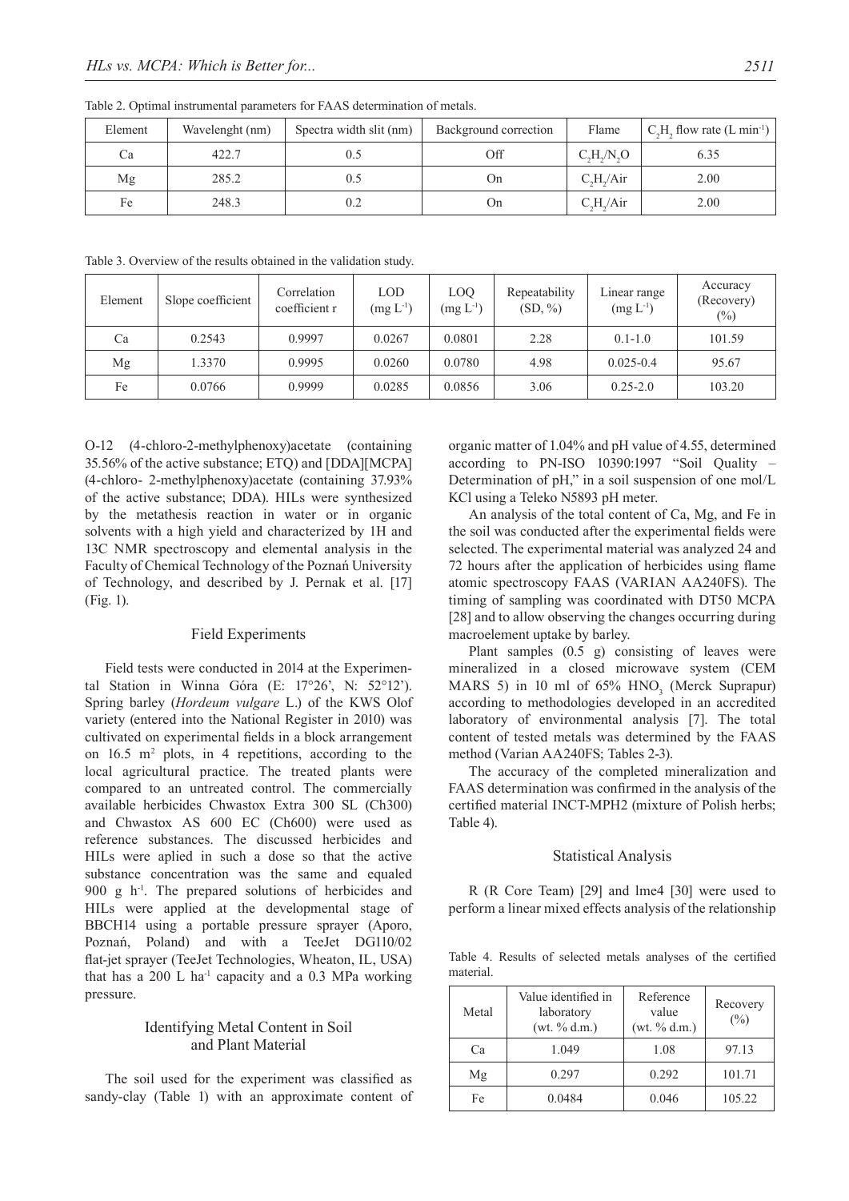Table 2. Optimal instrumental parameters for FAAS determination of metals.

| Element | Wavelenght (nm) | Spectra width slit (nm) | Background correction | Flame | $C_2H_2$ flow rate (L $min^{-1}$) |
|---|---|---|---|---|---|
| Ca | 422.7 | 0.5 | Off | $C_2H_2/N_2O$ | 6.35 |
| Mg | 285.2 | 0.5 | On | $C_2H_2$/Air | 2.00 |
| Fe | 248.3 | 0.2 | On | $C_2H_2$/Air | 2.00 |

Table 3. Overview of the results obtained in the validation study.

| Element | Slope coefficient | Correlation coefficient r | LOD (mg $L^{-1}$) | LOQ (mg $L^{-1}$) | Repeatability (SD, %) | Linear range (mg $L^{-1}$) | Accuracy (Recovery) (%) |
|---|---|---|---|---|---|---|---|
| Ca | 0.2543 | 0.9997 | 0.0267 | 0.0801 | 2.28 | 0.1-1.0 | 101.59 |
| Mg | 1.3370 | 0.9995 | 0.0260 | 0.0780 | 4.98 | 0.025-0.4 | 95.67 |
| Fe | 0.0766 | 0.9999 | 0.0285 | 0.0856 | 3.06 | 0.25-2.0 | 103.20 |

O-12 (4-chloro-2-methylphenoxy)acetate (containing 35.56% of the active substance; ETQ) and [DDA][MCPA] (4-chloro- 2-methylphenoxy)acetate (containing 37.93% of the active substance; DDA). HILs were synthesized by the metathesis reaction in water or in organic solvents with a high yield and characterized by 1H and 13C NMR spectroscopy and elemental analysis in the Faculty of Chemical Technology of the Poznań University of Technology, and described by J. Pernak et al. [17] (Fig. 1).

## Field Experiments

Field tests were conducted in 2014 at the Experimental Station in Winna Góra (E: 17°26', N: 52°12'). Spring barley (*Hordeum vulgare* L.) of the KWS Olof variety (entered into the National Register in 2010) was cultivated on experimental fields in a block arrangement on 16.5 $m^2$ plots, in 4 repetitions, according to the local agricultural practice. The treated plants were compared to an untreated control. The commercially available herbicides Chwastox Extra 300 SL (Ch300) and Chwastox AS 600 EC (Ch600) were used as reference substances. The discussed herbicides and HILs were aplied in such a dose so that the active substance concentration was the same and equaled 900 g $h^{-1}$. The prepared solutions of herbicides and HILs were applied at the developmental stage of BBCH14 using a portable pressure sprayer (Aporo, Poznań, Poland) and with a TeeJet DG110/02 flat-jet sprayer (TeeJet Technologies, Wheaton, IL, USA) that has a 200 L $ha^{-1}$ capacity and a 0.3 MPa working pressure.

## Identifying Metal Content in Soil and Plant Material

The soil used for the experiment was classified as sandy-clay (Table 1) with an approximate content of organic matter of 1.04% and pH value of 4.55, determined according to PN-ISO 10390:1997 "Soil Quality – Determination of pH," in a soil suspension of one mol/L KCl using a Teleko N5893 pH meter.

An analysis of the total content of Ca, Mg, and Fe in the soil was conducted after the experimental fields were selected. The experimental material was analyzed 24 and 72 hours after the application of herbicides using flame atomic spectroscopy FAAS (VARIAN AA240FS). The timing of sampling was coordinated with DT50 MCPA [28] and to allow observing the changes occurring during macroelement uptake by barley.

Plant samples (0.5 g) consisting of leaves were mineralized in a closed microwave system (CEM MARS 5) in 10 ml of 65% $HNO_3$ (Merck Suprapur) according to methodologies developed in an accredited laboratory of environmental analysis [7]. The total content of tested metals was determined by the FAAS method (Varian AA240FS; Tables 2-3).

The accuracy of the completed mineralization and FAAS determination was confirmed in the analysis of the certified material INCT-MPH2 (mixture of Polish herbs; Table 4).

## Statistical Analysis

R (R Core Team) [29] and lme4 [30] were used to perform a linear mixed effects analysis of the relationship

Table 4. Results of selected metals analyses of the certified material.

| Metal | Value identified in laboratory (wt. % d.m.) | Reference value (wt. % d.m.) | Recovery (%) |
|---|---|---|---|
| Ca | 1.049 | 1.08 | 97.13 |
| Mg | 0.297 | 0.292 | 101.71 |
| Fe | 0.0484 | 0.046 | 105.22 |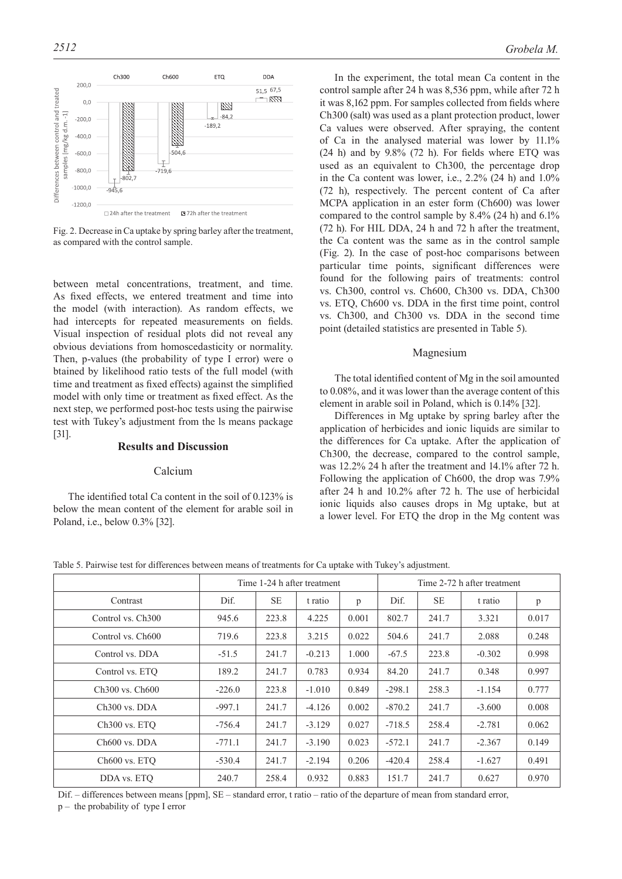Fig. 2. Decrease in Ca uptake by spring barley after the treatment, as compared with the control sample.

between metal concentrations, treatment, and time. As fixed effects, we entered treatment and time into the model (with interaction). As random effects, we had intercepts for repeated measurements on fields. Visual inspection of residual plots did not reveal any obvious deviations from homoscedasticity or normality. Then, p-values (the probability of type I error) were o btained by likelihood ratio tests of the full model (with time and treatment as fixed effects) against the simplified model with only time or treatment as fixed effect. As the next step, we performed post-hoc tests using the pairwise test with Tukey's adjustment from the ls means package [31].

## Results and Discussion

### Calcium

The identified total Ca content in the soil of 0.123% is below the mean content of the element for arable soil in Poland, i.e., below 0.3% [32].

In the experiment, the total mean Ca content in the control sample after 24 h was 8,536 ppm, while after 72 h it was 8,162 ppm. For samples collected from fields where Ch300 (salt) was used as a plant protection product, lower Ca values were observed. After spraying, the content of Ca in the analysed material was lower by 11.1% (24 h) and by 9.8% (72 h). For fields where ETQ was used as an equivalent to Ch300, the percentage drop in the Ca content was lower, i.e., 2.2% (24 h) and 1.0% (72 h), respectively. The percent content of Ca after MCPA application in an ester form (Ch600) was lower compared to the control sample by 8.4% (24 h) and 6.1% (72 h). For HIL DDA, 24 h and 72 h after the treatment, the Ca content was the same as in the control sample (Fig. 2). In the case of post-hoc comparisons between particular time points, significant differences were found for the following pairs of treatments: control vs. Ch300, control vs. Ch600, Ch300 vs. DDA, Ch300 vs. ETQ, Ch600 vs. DDA in the first time point, control vs. Ch300, and Ch300 vs. DDA in the second time point (detailed statistics are presented in Table 5).

### Magnesium

The total identified content of Mg in the soil amounted to 0.08%, and it was lower than the average content of this element in arable soil in Poland, which is 0.14% [32].

Differences in Mg uptake by spring barley after the application of herbicides and ionic liquids are similar to the differences for Ca uptake. After the application of Ch300, the decrease, compared to the control sample, was 12.2% 24 h after the treatment and 14.1% after 72 h. Following the application of Ch600, the drop was 7.9% after 24 h and 10.2% after 72 h. The use of herbicidal ionic liquids also causes drops in Mg uptake, but at a lower level. For ETQ the drop in the Mg content was

Table 5. Pairwise test for differences between means of treatments for Ca uptake with Tukey's adjustment.

| | Time 1-24 h after treatment | | | | Time 2-72 h after treatment | | | |
|---|---|---|---|---|---|---|---|---|
| Contrast | Dif. | SE | t ratio | p | Dif. | SE | t ratio | p |
| Control vs. Ch300 | 945.6 | 223.8 | 4.225 | 0.001 | 802.7 | 241.7 | 3.321 | 0.017 |
| Control vs. Ch600 | 719.6 | 223.8 | 3.215 | 0.022 | 504.6 | 241.7 | 2.088 | 0.248 |
| Control vs. DDA | -51.5 | 241.7 | -0.213 | 1.000 | -67.5 | 223.8 | -0.302 | 0.998 |
| Control vs. ETQ | 189.2 | 241.7 | 0.783 | 0.934 | 84.20 | 241.7 | 0.348 | 0.997 |
| Ch300 vs. Ch600 | -226.0 | 223.8 | -1.010 | 0.849 | -298.1 | 258.3 | -1.154 | 0.777 |
| Ch300 vs. DDA | -997.1 | 241.7 | -4.126 | 0.002 | -870.2 | 241.7 | -3.600 | 0.008 |
| Ch300 vs. ETQ | -756.4 | 241.7 | -3.129 | 0.027 | -718.5 | 258.4 | -2.781 | 0.062 |
| Ch600 vs. DDA | -771.1 | 241.7 | -3.190 | 0.023 | -572.1 | 241.7 | -2.367 | 0.149 |
| Ch600 vs. ETQ | -530.4 | 241.7 | -2.194 | 0.206 | -420.4 | 258.4 | -1.627 | 0.491 |
| DDA vs. ETQ | 240.7 | 258.4 | 0.932 | 0.883 | 151.7 | 241.7 | 0.627 | 0.970 |

Dif. – differences between means [ppm], SE – standard error, t ratio – ratio of the departure of mean from standard error, p – the probability of type I error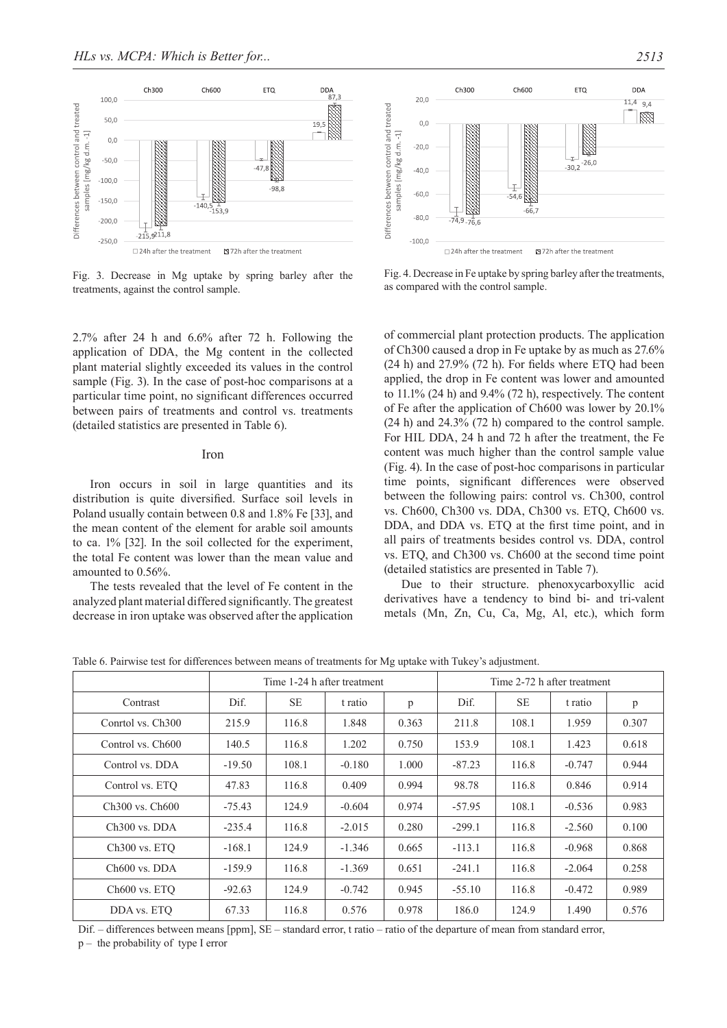Fig. 3. Decrease in Mg uptake by spring barley after the treatments, against the control sample.

Fig. 4. Decrease in Fe uptake by spring barley after the treatments, as compared with the control sample.

2.7% after 24 h and 6.6% after 72 h. Following the application of DDA, the Mg content in the collected plant material slightly exceeded its values in the control sample (Fig. 3). In the case of post-hoc comparisons at a particular time point, no significant differences occurred between pairs of treatments and control vs. treatments (detailed statistics are presented in Table 6).

## Iron

Iron occurs in soil in large quantities and its distribution is quite diversified. Surface soil levels in Poland usually contain between 0.8 and 1.8% Fe [33], and the mean content of the element for arable soil amounts to ca. 1% [32]. In the soil collected for the experiment, the total Fe content was lower than the mean value and amounted to 0.56%.

The tests revealed that the level of Fe content in the analyzed plant material differed significantly. The greatest decrease in iron uptake was observed after the application of commercial plant protection products. The application of Ch300 caused a drop in Fe uptake by as much as 27.6% (24 h) and 27.9% (72 h). For fields where ETQ had been applied, the drop in Fe content was lower and amounted to 11.1% (24 h) and 9.4% (72 h), respectively. The content of Fe after the application of Ch600 was lower by 20.1% (24 h) and 24.3% (72 h) compared to the control sample. For HIL DDA, 24 h and 72 h after the treatment, the Fe content was much higher than the control sample value (Fig. 4). In the case of post-hoc comparisons in particular time points, significant differences were observed between the following pairs: control vs. Ch300, control vs. Ch600, Ch300 vs. DDA, Ch300 vs. ETQ, Ch600 vs. DDA, and DDA vs. ETQ at the first time point, and in all pairs of treatments besides control vs. DDA, control vs. ETQ, and Ch300 vs. Ch600 at the second time point (detailed statistics are presented in Table 7).

Due to their structure. phenoxycarboxyllic acid derivatives have a tendency to bind bi- and tri-valent metals (Mn, Zn, Cu, Ca, Mg, Al, etc.), which form

Table 6. Pairwise test for differences between means of treatments for Mg uptake with Tukey's adjustment.

| | Time 1-24 h after treatment | | | | Time 2-72 h after treatment | | | |
|---|---|---|---|---|---|---|---|---|
| Contrast | Dif. | SE | t ratio | p | Dif. | SE | t ratio | p |
| Conrtol vs. Ch300 | 215.9 | 116.8 | 1.848 | 0.363 | 211.8 | 108.1 | 1.959 | 0.307 |
| Control vs. Ch600 | 140.5 | 116.8 | 1.202 | 0.750 | 153.9 | 108.1 | 1.423 | 0.618 |
| Control vs. DDA | -19.50 | 108.1 | -0.180 | 1.000 | -87.23 | 116.8 | -0.747 | 0.944 |
| Control vs. ETQ | 47.83 | 116.8 | 0.409 | 0.994 | 98.78 | 116.8 | 0.846 | 0.914 |
| Ch300 vs. Ch600 | -75.43 | 124.9 | -0.604 | 0.974 | -57.95 | 108.1 | -0.536 | 0.983 |
| Ch300 vs. DDA | -235.4 | 116.8 | -2.015 | 0.280 | -299.1 | 116.8 | -2.560 | 0.100 |
| Ch300 vs. ETQ | -168.1 | 124.9 | -1.346 | 0.665 | -113.1 | 116.8 | -0.968 | 0.868 |
| Ch600 vs. DDA | -159.9 | 116.8 | -1.369 | 0.651 | -241.1 | 116.8 | -2.064 | 0.258 |
| Ch600 vs. ETQ | -92.63 | 124.9 | -0.742 | 0.945 | -55.10 | 116.8 | -0.472 | 0.989 |
| DDA vs. ETQ | 67.33 | 116.8 | 0.576 | 0.978 | 186.0 | 124.9 | 1.490 | 0.576 |

Dif. – differences between means [ppm], SE – standard error, t ratio – ratio of the departure of mean from standard error, p – the probability of type I error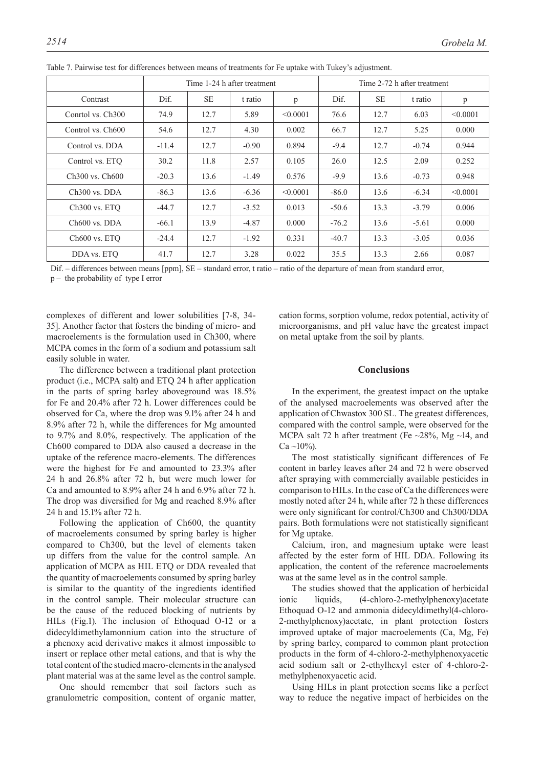Table 7. Pairwise test for differences between means of treatments for Fe uptake with Tukey's adjustment.

| | Time 1-24 h after treatment | | | | Time 2-72 h after treatment | | | |
|---|---|---|---|---|---|---|---|---|
| Contrast | Dif. | SE | t ratio | p | Dif. | SE | t ratio | p |
| Conrtol vs. Ch300 | 74.9 | 12.7 | 5.89 | <0.0001 | 76.6 | 12.7 | 6.03 | <0.0001 |
| Control vs. Ch600 | 54.6 | 12.7 | 4.30 | 0.002 | 66.7 | 12.7 | 5.25 | 0.000 |
| Control vs. DDA | -11.4 | 12.7 | -0.90 | 0.894 | -9.4 | 12.7 | -0.74 | 0.944 |
| Control vs. ETQ | 30.2 | 11.8 | 2.57 | 0.105 | 26.0 | 12.5 | 2.09 | 0.252 |
| Ch300 vs. Ch600 | -20.3 | 13.6 | -1.49 | 0.576 | -9.9 | 13.6 | -0.73 | 0.948 |
| Ch300 vs. DDA | -86.3 | 13.6 | -6.36 | <0.0001 | -86.0 | 13.6 | -6.34 | <0.0001 |
| Ch300 vs. ETQ | -44.7 | 12.7 | -3.52 | 0.013 | -50.6 | 13.3 | -3.79 | 0.006 |
| Ch600 vs. DDA | -66.1 | 13.9 | -4.87 | 0.000 | -76.2 | 13.6 | -5.61 | 0.000 |
| Ch600 vs. ETQ | -24.4 | 12.7 | -1.92 | 0.331 | -40.7 | 13.3 | -3.05 | 0.036 |
| DDA vs. ETQ | 41.7 | 12.7 | 3.28 | 0.022 | 35.5 | 13.3 | 2.66 | 0.087 |

Dif. – differences between means [ppm], SE – standard error, t ratio – ratio of the departure of mean from standard error, p – the probability of type I error

complexes of different and lower solubilities [7-8, 34-35]. Another factor that fosters the binding of micro- and macroelements is the formulation used in Ch300, where MCPA comes in the form of a sodium and potassium salt easily soluble in water.

The difference between a traditional plant protection product (i.e., MCPA salt) and ETQ 24 h after application in the parts of spring barley aboveground was 18.5% for Fe and 20.4% after 72 h. Lower differences could be observed for Ca, where the drop was 9.1% after 24 h and 8.9% after 72 h, while the differences for Mg amounted to 9.7% and 8.0%, respectively. The application of the Ch600 compared to DDA also caused a decrease in the uptake of the reference macro-elements. The differences were the highest for Fe and amounted to 23.3% after 24 h and 26.8% after 72 h, but were much lower for Ca and amounted to 8.9% after 24 h and 6.9% after 72 h. The drop was diversified for Mg and reached 8.9% after 24 h and 15.1% after 72 h.

Following the application of Ch600, the quantity of macroelements consumed by spring barley is higher compared to Ch300, but the level of elements taken up differs from the value for the control sample. An application of MCPA as HIL ETQ or DDA revealed that the quantity of macroelements consumed by spring barley is similar to the quantity of the ingredients identified in the control sample. Their molecular structure can be the cause of the reduced blocking of nutrients by HILs (Fig.1). The inclusion of Ethoquad O-12 or a didecyldimethylamonnium cation into the structure of a phenoxy acid derivative makes it almost impossible to insert or replace other metal cations, and that is why the total content of the studied macro-elements in the analysed plant material was at the same level as the control sample.

One should remember that soil factors such as granulometric composition, content of organic matter, cation forms, sorption volume, redox potential, activity of microorganisms, and pH value have the greatest impact on metal uptake from the soil by plants.

## Conclusions

In the experiment, the greatest impact on the uptake of the analysed macroelements was observed after the application of Chwastox 300 SL. The greatest differences, compared with the control sample, were observed for the MCPA salt 72 h after treatment (Fe ~28%, Mg ~14, and Ca ~10%).

The most statistically significant differences of Fe content in barley leaves after 24 and 72 h were observed after spraying with commercially available pesticides in comparison to HILs. In the case of Ca the differences were mostly noted after 24 h, while after 72 h these differences were only significant for control/Ch300 and Ch300/DDA pairs. Both formulations were not statistically significant for Mg uptake.

Calcium, iron, and magnesium uptake were least affected by the ester form of HIL DDA. Following its application, the content of the reference macroelements was at the same level as in the control sample.

The studies showed that the application of herbicidal ionic liquids, (4-chloro-2-methylphenoxy)acetate Ethoquad O-12 and ammonia didecyldimethyl(4-chloro-2-methylphenoxy)acetate, in plant protection fosters improved uptake of major macroelements (Ca, Mg, Fe) by spring barley, compared to common plant protection products in the form of 4-chloro-2-methylphenoxyacetic acid sodium salt or 2-ethylhexyl ester of 4-chloro-2-methylphenoxyacetic acid.

Using HILs in plant protection seems like a perfect way to reduce the negative impact of herbicides on the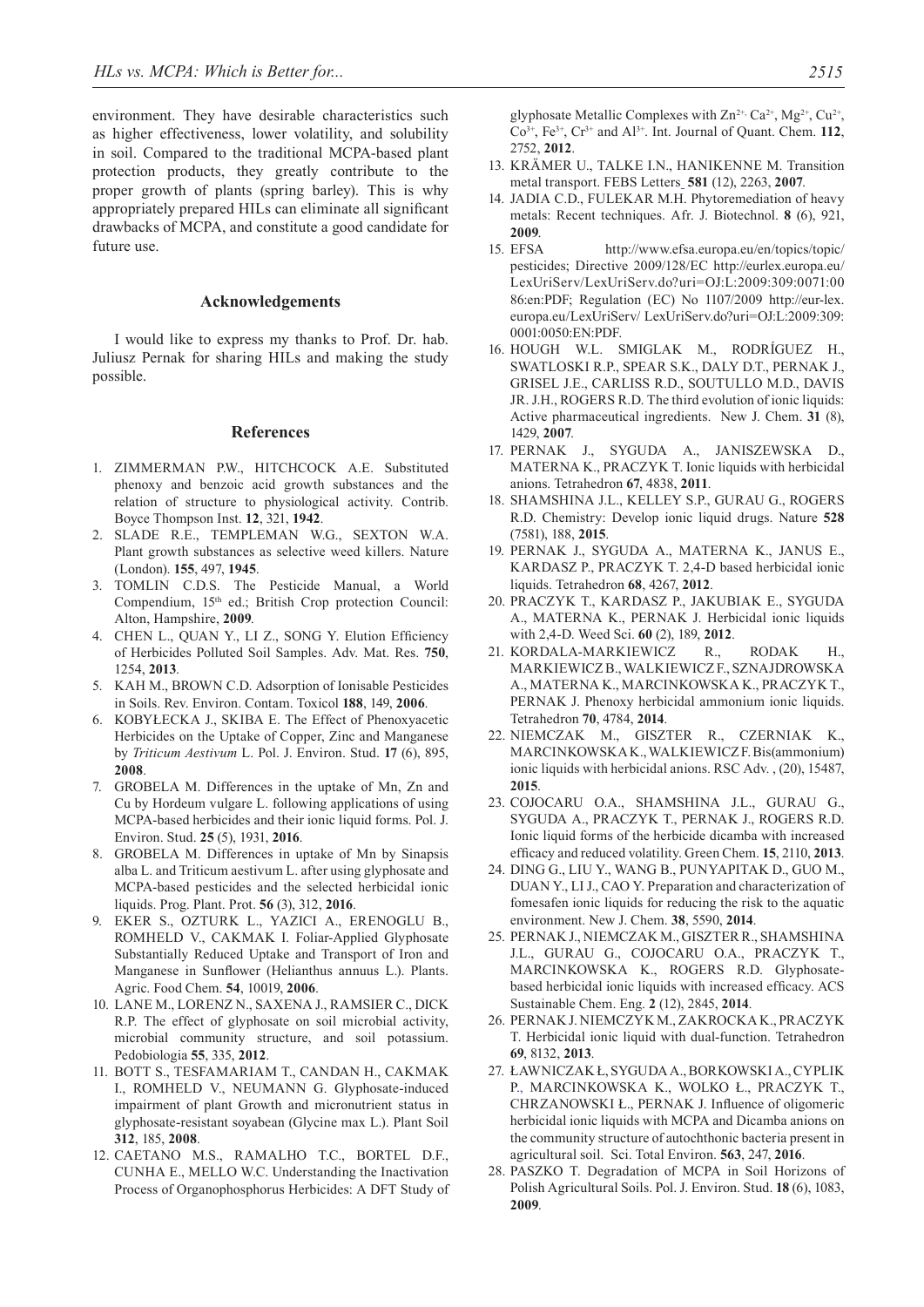environment. They have desirable characteristics such as higher effectiveness, lower volatility, and solubility in soil. Compared to the traditional MCPA-based plant protection products, they greatly contribute to the proper growth of plants (spring barley). This is why appropriately prepared HILs can eliminate all significant drawbacks of MCPA, and constitute a good candidate for future use.

## Acknowledgements

I would like to express my thanks to Prof. Dr. hab. Juliusz Pernak for sharing HILs and making the study possible.

## References

1. ZIMMERMAN P.W., HITCHCOCK A.E. Substituted phenoxy and benzoic acid growth substances and the relation of structure to physiological activity. Contrib. Boyce Thompson Inst. **12**, 321, **1942**.
2. SLADE R.E., TEMPLEMAN W.G., SEXTON W.A. Plant growth substances as selective weed killers. Nature (London). **155**, 497, **1945**.
3. TOMLIN C.D.S. The Pesticide Manual, a World Compendium, 15th ed.; British Crop protection Council: Alton, Hampshire, **2009**.
4. CHEN L., QUAN Y., LI Z., SONG Y. Elution Efficiency of Herbicides Polluted Soil Samples. Adv. Mat. Res. **750**, 1254, **2013**.
5. KAH M., BROWN C.D. Adsorption of Ionisable Pesticides in Soils. Rev. Environ. Contam. Toxicol **188**, 149, **2006**.
6. KOBYŁECKA J., SKIBA E. The Effect of Phenoxyacetic Herbicides on the Uptake of Copper, Zinc and Manganese by *Triticum Aestivum* L. Pol. J. Environ. Stud. **17** (6), 895, **2008**.
7. GROBELA M. Differences in the uptake of Mn, Zn and Cu by Hordeum vulgare L. following applications of using MCPA-based herbicides and their ionic liquid forms. Pol. J. Environ. Stud. **25** (5), 1931, **2016**.
8. GROBELA M. Differences in uptake of Mn by Sinapsis alba L. and Triticum aestivum L. after using glyphosate and MCPA-based pesticides and the selected herbicidal ionic liquids. Prog. Plant. Prot. **56** (3), 312, **2016**.
9. EKER S., OZTURK L., YAZICI A., ERENOGLU B., ROMHELD V., CAKMAK I. Foliar-Applied Glyphosate Substantially Reduced Uptake and Transport of Iron and Manganese in Sunflower (Helianthus annuus L.). Plants. Agric. Food Chem. **54**, 10019, **2006**.
10. LANE M., LORENZ N., SAXENA J., RAMSIER C., DICK R.P. The effect of glyphosate on soil microbial activity, microbial community structure, and soil potassium. Pedobiologia **55**, 335, **2012**.
11. BOTT S., TESFAMARIAM T., CANDAN H., CAKMAK I., ROMHELD V., NEUMANN G. Glyphosate-induced impairment of plant Growth and micronutrient status in glyphosate-resistant soyabean (Glycine max L.). Plant Soil **312**, 185, **2008**.
12. CAETANO M.S., RAMALHO T.C., BORTEL D.F., CUNHA E., MELLO W.C. Understanding the Inactivation Process of Organophosphorus Herbicides: A DFT Study of glyphosate Metallic Complexes with $Zn^{2+}$, $Ca^{2+}$, $Mg^{2+}$, $Cu^{2+}$, $Co^{3+}$, $Fe^{3+}$, $Cr^{3+}$ and $Al^{3+}$. Int. Journal of Quant. Chem. **112**, 2752, **2012**.
13. KRÄMER U., TALKE I.N., HANIKENNE M. Transition metal transport. FEBS Letters **581** (12), 2263, **2007**.
14. JADIA C.D., FULEKAR M.H. Phytoremediation of heavy metals: Recent techniques. Afr. J. Biotechnol. **8** (6), 921, **2009**.
15. EFSA http://www.efsa.europa.eu/en/topics/topic/pesticides; Directive 2009/128/EC http://eurlex.europa.eu/LexUriServ/LexUriServ.do?uri=OJ:L:2009:309:0071:0086:en:PDF; Regulation (EC) No 1107/2009 http://eur-lex.europa.eu/LexUriServ/ LexUriServ.do?uri=OJ:L:2009:309:0001:0050:EN:PDF.
16. HOUGH W.L. SMIGLAK M., RODRÍGUEZ H., SWATLOSKI R.P., SPEAR S.K., DALY D.T., PERNAK J., GRISEL J.E., CARLISS R.D., SOUTULLO M.D., DAVIS JR. J.H., ROGERS R.D. The third evolution of ionic liquids: Active pharmaceutical ingredients. New J. Chem. **31** (8), 1429, **2007**.
17. PERNAK J., SYGUDA A., JANISZEWSKA D., MATERNA K., PRACZYK T. Ionic liquids with herbicidal anions. Tetrahedron **67**, 4838, **2011**.
18. SHAMSHINA J.L., KELLEY S.P., GURAU G., ROGERS R.D. Chemistry: Develop ionic liquid drugs. Nature **528** (7581), 188, **2015**.
19. PERNAK J., SYGUDA A., MATERNA K., JANUS E., KARDASZ P., PRACZYK T. 2,4-D based herbicidal ionic liquids. Tetrahedron **68**, 4267, **2012**.
20. PRACZYK T., KARDASZ P., JAKUBIAK E., SYGUDA A., MATERNA K., PERNAK J. Herbicidal ionic liquids with 2,4-D. Weed Sci. **60** (2), 189, **2012**.
21. KORDALA-MARKIEWICZ R., RODAK H., MARKIEWICZ B., WALKIEWICZ F., SZNAJDROWSKA A., MATERNA K., MARCINKOWSKA K., PRACZYK T., PERNAK J. Phenoxy herbicidal ammonium ionic liquids. Tetrahedron **70**, 4784, **2014**.
22. NIEMCZAK M., GISZTER R., CZERNIAK K., MARCINKOWSKA K., WALKIEWICZ F. Bis(ammonium) ionic liquids with herbicidal anions. RSC Adv. , (20), 15487, **2015**.
23. COJOCARU O.A., SHAMSHINA J.L., GURAU G., SYGUDA A., PRACZYK T., PERNAK J., ROGERS R.D. Ionic liquid forms of the herbicide dicamba with increased efficacy and reduced volatility. Green Chem. **15**, 2110, **2013**.
24. DING G., LIU Y., WANG B., PUNYAPITAK D., GUO M., DUAN Y., LI J., CAO Y. Preparation and characterization of fomesafen ionic liquids for reducing the risk to the aquatic environment. New J. Chem. **38**, 5590, **2014**.
25. PERNAK J., NIEMCZAK M., GISZTER R., SHAMSHINA J.L., GURAU G., COJOCARU O.A., PRACZYK T., MARCINKOWSKA K., ROGERS R.D. Glyphosate-based herbicidal ionic liquids with increased efficacy. ACS Sustainable Chem. Eng. **2** (12), 2845, **2014**.
26. PERNAK J. NIEMCZYK M., ZAKROCKA K., PRACZYK T. Herbicidal ionic liquid with dual-function. Tetrahedron **69**, 8132, **2013**.
27. ŁAWNICZAK Ł, SYGUDA A., BORKOWSKI A., CYPLIK P., MARCINKOWSKA K., WOLKO Ł., PRACZYK T., CHRZANOWSKI Ł., PERNAK J. Influence of oligomeric herbicidal ionic liquids with MCPA and Dicamba anions on the community structure of autochthonic bacteria present in agricultural soil. Sci. Total Environ. **563**, 247, **2016**.
28. PASZKO T. Degradation of MCPA in Soil Horizons of Polish Agricultural Soils. Pol. J. Environ. Stud. **18** (6), 1083, **2009**.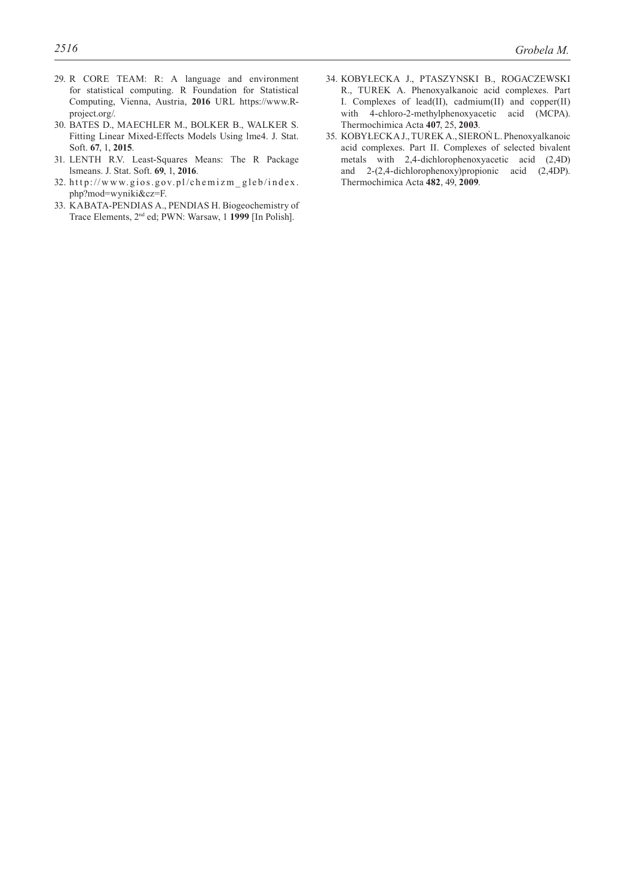29. R CORE TEAM: R: A language and environment for statistical computing. R Foundation for Statistical Computing, Vienna, Austria, **2016** URL https://www.R-project.org/.
30. BATES D., MAECHLER M., BOLKER B., WALKER S. Fitting Linear Mixed-Effects Models Using lme4. J. Stat. Soft. **67**, 1, **2015**.
31. LENTH R.V. Least-Squares Means: The R Package lsmeans. J. Stat. Soft. **69**, 1, **2016**.
32. http://www.gios.gov.pl/chemizm_gleb/index.php?mod=wyniki&cz=F.
33. KABATA-PENDIAS A., PENDIAS H. Biogeochemistry of Trace Elements, 2nd ed; PWN: Warsaw, 1 **1999** [In Polish].
34. KOBYŁECKA J., PTASZYNSKI B., ROGACZEWSKI R., TUREK A. Phenoxyalkanoic acid complexes. Part I. Complexes of lead(II), cadmium(II) and copper(II) with 4-chloro-2-methylphenoxyacetic acid (MCPA). Thermochimica Acta **407**, 25, **2003**.
35. KOBYŁECKA J., TUREK A., SIEROŃ L. Phenoxyalkanoic acid complexes. Part II. Complexes of selected bivalent metals with 2,4-dichlorophenoxyacetic acid (2,4D) and 2-(2,4-dichlorophenoxy)propionic acid (2,4DP). Thermochimica Acta **482**, 49, **2009**.